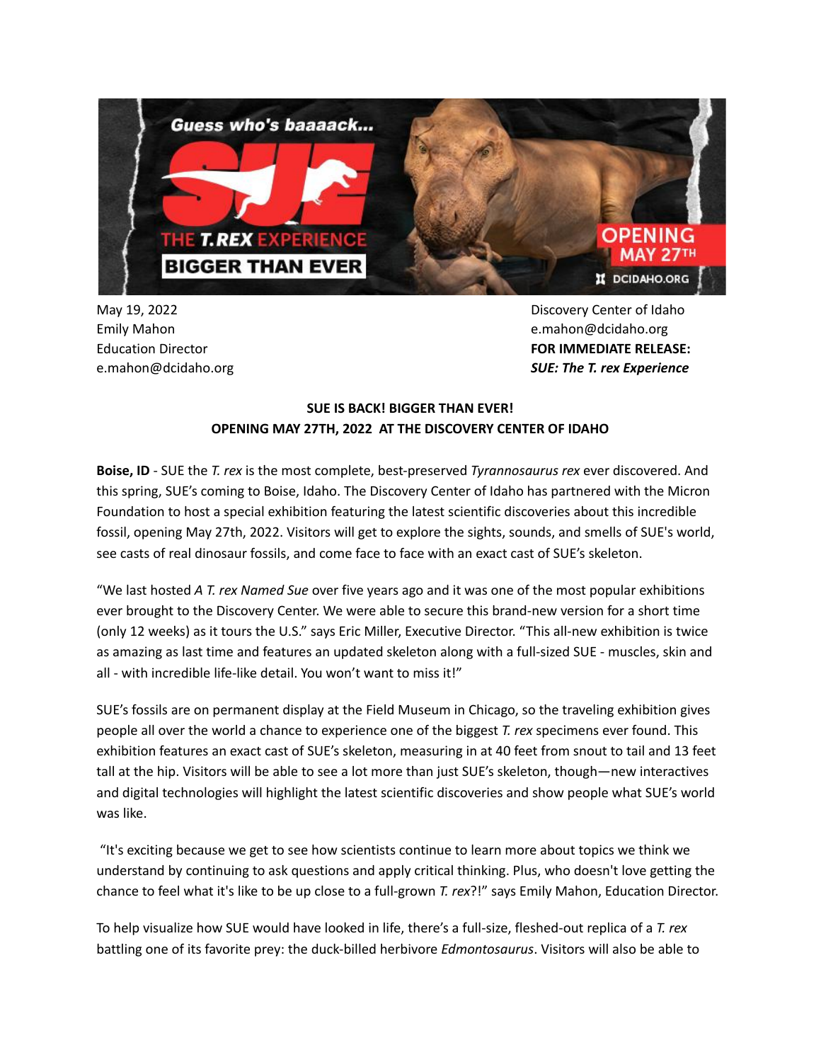May 19, 2022
Emily Mahon
Education Director
e.mahon@dcidaho.org

Discovery Center of Idaho
e.mahon@dcidaho.org
**FOR IMMEDIATE RELEASE:**
***SUE: The T. rex Experience***

**SUE IS BACK! BIGGER THAN EVER!**
**OPENING MAY 27TH, 2022 AT THE DISCOVERY CENTER OF IDAHO**

**Boise, ID** - SUE the *T. rex* is the most complete, best-preserved *Tyrannosaurus rex* ever discovered. And this spring, SUE's coming to Boise, Idaho. The Discovery Center of Idaho has partnered with the Micron Foundation to host a special exhibition featuring the latest scientific discoveries about this incredible fossil, opening May 27th, 2022. Visitors will get to explore the sights, sounds, and smells of SUE's world, see casts of real dinosaur fossils, and come face to face with an exact cast of SUE's skeleton.

"We last hosted *A T. rex Named Sue* over five years ago and it was one of the most popular exhibitions ever brought to the Discovery Center. We were able to secure this brand-new version for a short time (only 12 weeks) as it tours the U.S." says Eric Miller, Executive Director. "This all-new exhibition is twice as amazing as last time and features an updated skeleton along with a full-sized SUE - muscles, skin and all - with incredible life-like detail. You won't want to miss it!"

SUE's fossils are on permanent display at the Field Museum in Chicago, so the traveling exhibition gives people all over the world a chance to experience one of the biggest *T. rex* specimens ever found. This exhibition features an exact cast of SUE's skeleton, measuring in at 40 feet from snout to tail and 13 feet tall at the hip. Visitors will be able to see a lot more than just SUE's skeleton, though—new interactives and digital technologies will highlight the latest scientific discoveries and show people what SUE's world was like.

"It's exciting because we get to see how scientists continue to learn more about topics we think we understand by continuing to ask questions and apply critical thinking. Plus, who doesn't love getting the chance to feel what it's like to be up close to a full-grown *T. rex*?!" says Emily Mahon, Education Director.

To help visualize how SUE would have looked in life, there's a full-size, fleshed-out replica of a *T. rex* battling one of its favorite prey: the duck-billed herbivore *Edmontosaurus*. Visitors will also be able to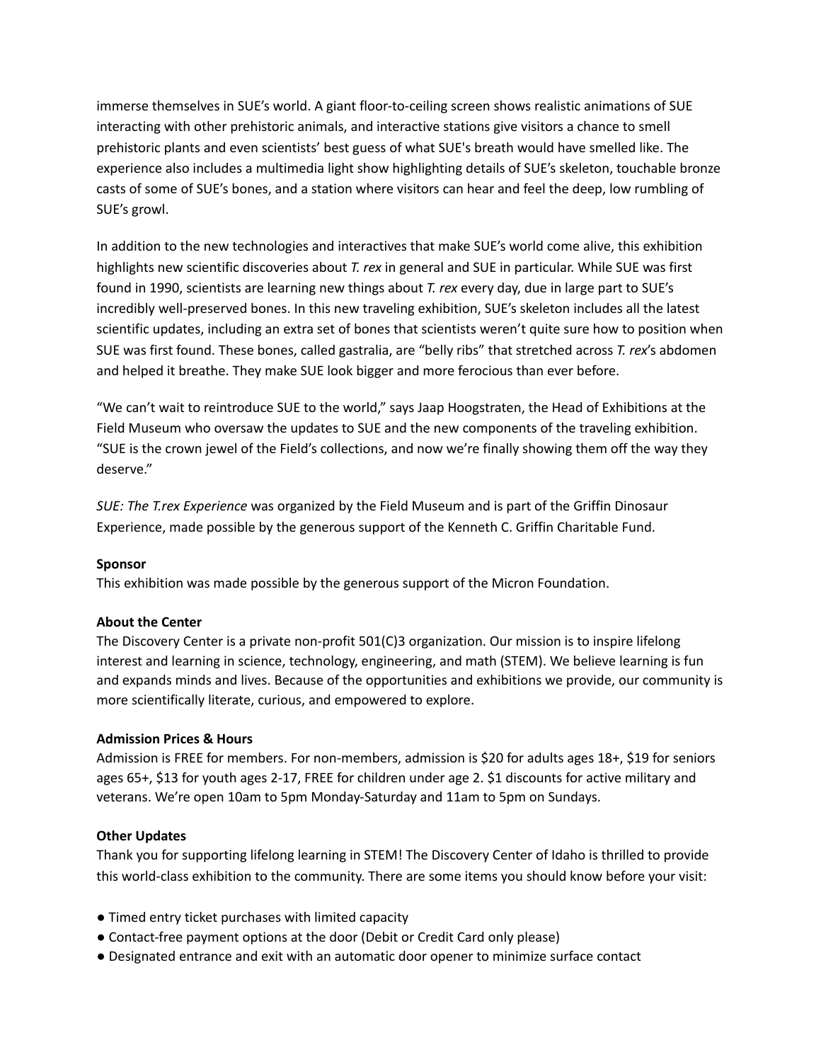immerse themselves in SUE's world. A giant floor-to-ceiling screen shows realistic animations of SUE interacting with other prehistoric animals, and interactive stations give visitors a chance to smell prehistoric plants and even scientists' best guess of what SUE's breath would have smelled like. The experience also includes a multimedia light show highlighting details of SUE's skeleton, touchable bronze casts of some of SUE's bones, and a station where visitors can hear and feel the deep, low rumbling of SUE's growl.

In addition to the new technologies and interactives that make SUE's world come alive, this exhibition highlights new scientific discoveries about *T. rex* in general and SUE in particular. While SUE was first found in 1990, scientists are learning new things about *T. rex* every day, due in large part to SUE's incredibly well-preserved bones. In this new traveling exhibition, SUE's skeleton includes all the latest scientific updates, including an extra set of bones that scientists weren't quite sure how to position when SUE was first found. These bones, called gastralia, are "belly ribs" that stretched across *T. rex*'s abdomen and helped it breathe. They make SUE look bigger and more ferocious than ever before.

"We can't wait to reintroduce SUE to the world," says Jaap Hoogstraten, the Head of Exhibitions at the Field Museum who oversaw the updates to SUE and the new components of the traveling exhibition. "SUE is the crown jewel of the Field's collections, and now we're finally showing them off the way they deserve."

*SUE: The T.rex Experience* was organized by the Field Museum and is part of the Griffin Dinosaur Experience, made possible by the generous support of the Kenneth C. Griffin Charitable Fund.

**Sponsor**

This exhibition was made possible by the generous support of the Micron Foundation.

**About the Center**

The Discovery Center is a private non-profit 501(C)3 organization. Our mission is to inspire lifelong interest and learning in science, technology, engineering, and math (STEM). We believe learning is fun and expands minds and lives. Because of the opportunities and exhibitions we provide, our community is more scientifically literate, curious, and empowered to explore.

**Admission Prices & Hours**

Admission is FREE for members. For non-members, admission is $20 for adults ages 18+, $19 for seniors ages 65+, $13 for youth ages 2-17, FREE for children under age 2. $1 discounts for active military and veterans. We're open 10am to 5pm Monday-Saturday and 11am to 5pm on Sundays.

**Other Updates**

Thank you for supporting lifelong learning in STEM! The Discovery Center of Idaho is thrilled to provide this world-class exhibition to the community. There are some items you should know before your visit:

- Timed entry ticket purchases with limited capacity
- Contact-free payment options at the door (Debit or Credit Card only please)
- Designated entrance and exit with an automatic door opener to minimize surface contact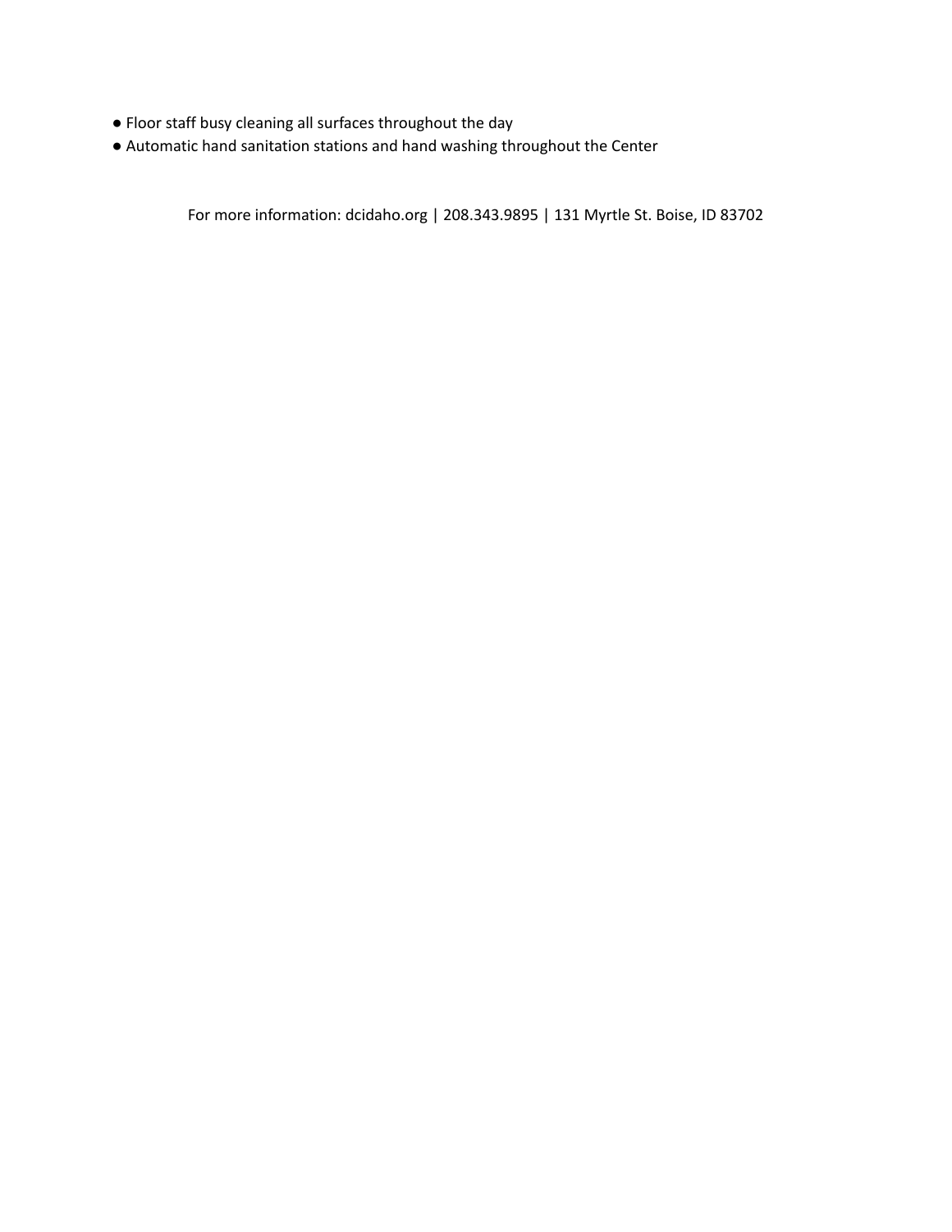- Floor staff busy cleaning all surfaces throughout the day
- Automatic hand sanitation stations and hand washing throughout the Center

For more information: dcidaho.org | 208.343.9895 | 131 Myrtle St. Boise, ID 83702